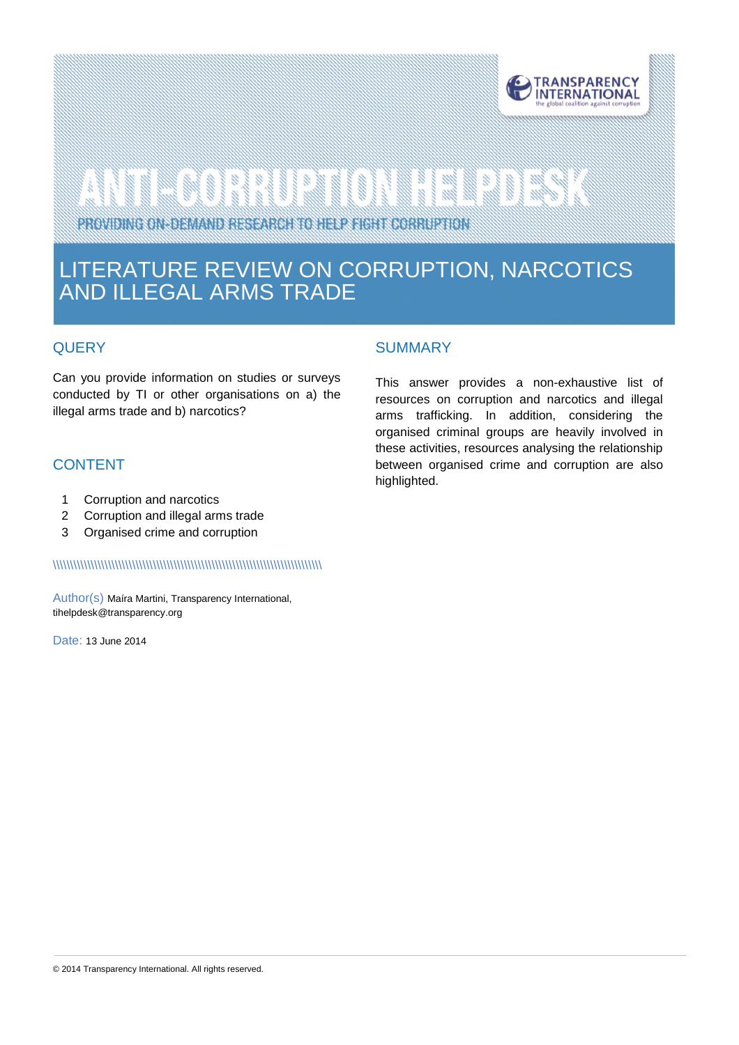TRANSPARENCY INTERNATIONAL
the global coalition against corruption

# ANTI-CORRUPTION HELPDESK

PROVIDING ON-DEMAND RESEARCH TO HELP FIGHT CORRUPTION

# LITERATURE REVIEW ON CORRUPTION, NARCOTICS AND ILLEGAL ARMS TRADE

## QUERY

Can you provide information on studies or surveys conducted by TI or other organisations on a) the illegal arms trade and b) narcotics?

## CONTENT

1. Corruption and narcotics
2. Corruption and illegal arms trade
3. Organised crime and corruption

\\\\\\\\\\\\\\\\\\\\\\\\\\\\\\\\\\\\\\\\\\\\\\\\\\\\\\\\\\\\\\\\\\\\\\\\\\\\\\\\\

Author(s) Maíra Martini, Transparency International, tihelpdesk@transparency.org

Date: 13 June 2014

## SUMMARY

This answer provides a non-exhaustive list of resources on corruption and narcotics and illegal arms trafficking. In addition, considering the organised criminal groups are heavily involved in these activities, resources analysing the relationship between organised crime and corruption are also highlighted.

© 2014 Transparency International. All rights reserved.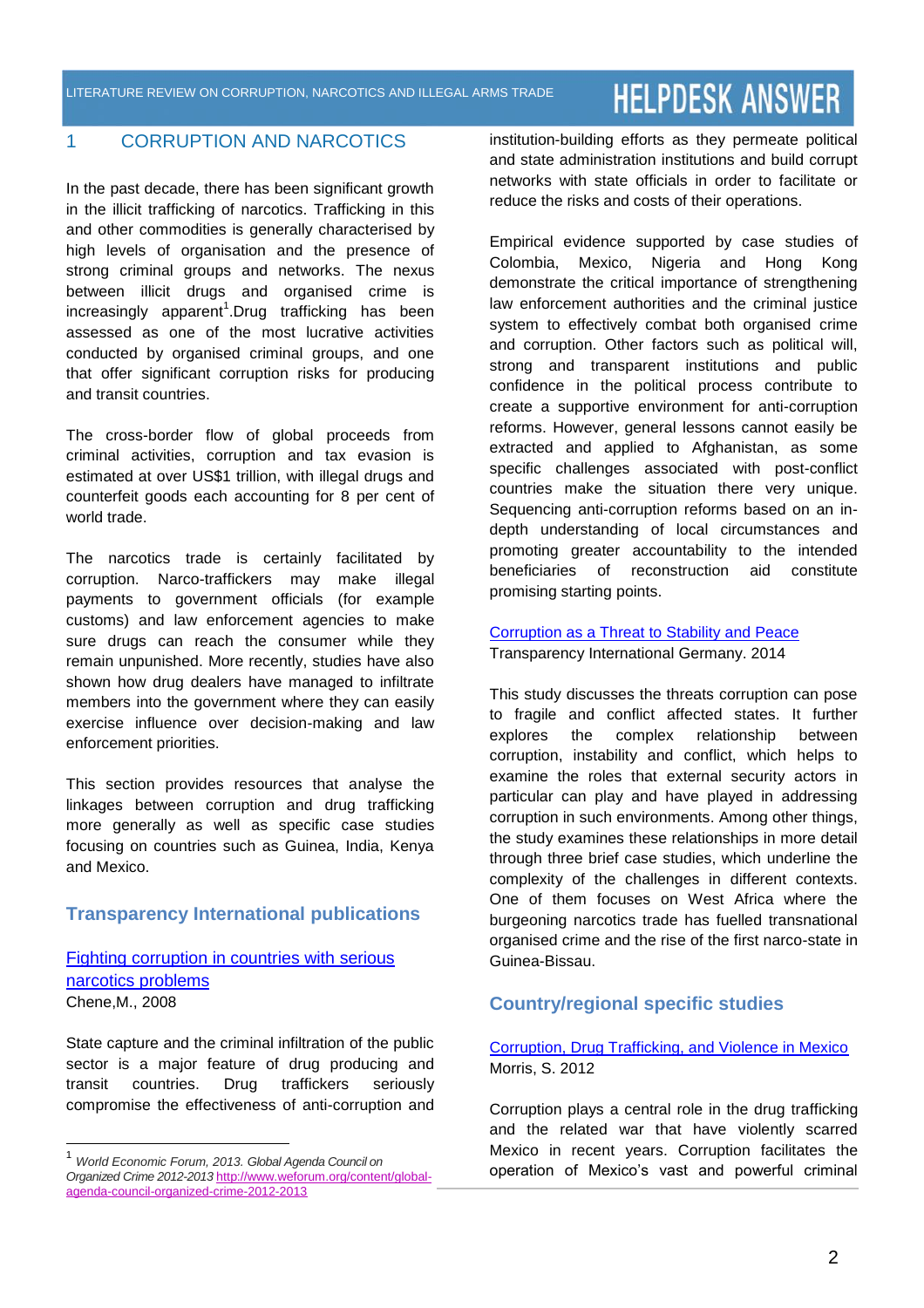# 1 CORRUPTION AND NARCOTICS

In the past decade, there has been significant growth in the illicit trafficking of narcotics. Trafficking in this and other commodities is generally characterised by high levels of organisation and the presence of strong criminal groups and networks. The nexus between illicit drugs and organised crime is increasingly apparent[1].Drug trafficking has been assessed as one of the most lucrative activities conducted by organised criminal groups, and one that offer significant corruption risks for producing and transit countries.

The cross-border flow of global proceeds from criminal activities, corruption and tax evasion is estimated at over US$1 trillion, with illegal drugs and counterfeit goods each accounting for 8 per cent of world trade.

The narcotics trade is certainly facilitated by corruption. Narco-traffickers may make illegal payments to government officials (for example customs) and law enforcement agencies to make sure drugs can reach the consumer while they remain unpunished. More recently, studies have also shown how drug dealers have managed to infiltrate members into the government where they can easily exercise influence over decision-making and law enforcement priorities.

This section provides resources that analyse the linkages between corruption and drug trafficking more generally as well as specific case studies focusing on countries such as Guinea, India, Kenya and Mexico.

## Transparency International publications

[Fighting corruption in countries with serious narcotics problems]
Chene,M., 2008

State capture and the criminal infiltration of the public sector is a major feature of drug producing and transit countries. Drug traffickers seriously compromise the effectiveness of anti-corruption and institution-building efforts as they permeate political and state administration institutions and build corrupt networks with state officials in order to facilitate or reduce the risks and costs of their operations.

Empirical evidence supported by case studies of Colombia, Mexico, Nigeria and Hong Kong demonstrate the critical importance of strengthening law enforcement authorities and the criminal justice system to effectively combat both organised crime and corruption. Other factors such as political will, strong and transparent institutions and public confidence in the political process contribute to create a supportive environment for anti-corruption reforms. However, general lessons cannot easily be extracted and applied to Afghanistan, as some specific challenges associated with post-conflict countries make the situation there very unique. Sequencing anti-corruption reforms based on an in-depth understanding of local circumstances and promoting greater accountability to the intended beneficiaries of reconstruction aid constitute promising starting points.

[Corruption as a Threat to Stability and Peace]
Transparency International Germany. 2014

This study discusses the threats corruption can pose to fragile and conflict affected states. It further explores the complex relationship between corruption, instability and conflict, which helps to examine the roles that external security actors in particular can play and have played in addressing corruption in such environments. Among other things, the study examines these relationships in more detail through three brief case studies, which underline the complexity of the challenges in different contexts. One of them focuses on West Africa where the burgeoning narcotics trade has fuelled transnational organised crime and the rise of the first narco-state in Guinea-Bissau.

## Country/regional specific studies

[Corruption, Drug Trafficking, and Violence in Mexico]
Morris, S. 2012

Corruption plays a central role in the drug trafficking and the related war that have violently scarred Mexico in recent years. Corruption facilitates the operation of Mexico's vast and powerful criminal

---

[1] *World Economic Forum, 2013. Global Agenda Council on Organized Crime 2012-2013* http://www.weforum.org/content/global-agenda-council-organized-crime-2012-2013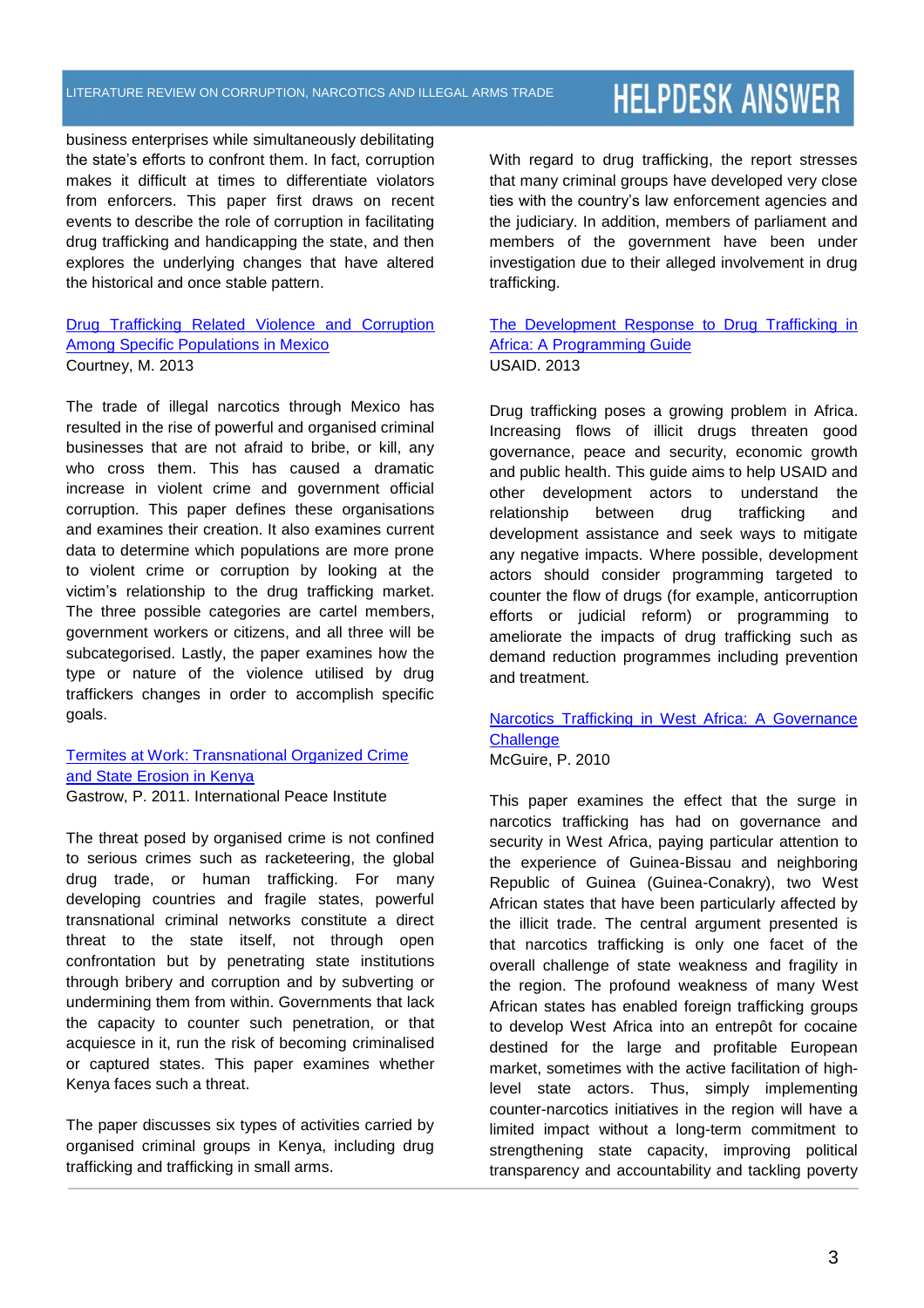business enterprises while simultaneously debilitating the state's efforts to confront them. In fact, corruption makes it difficult at times to differentiate violators from enforcers. This paper first draws on recent events to describe the role of corruption in facilitating drug trafficking and handicapping the state, and then explores the underlying changes that have altered the historical and once stable pattern.

[Drug Trafficking Related Violence and Corruption Among Specific Populations in Mexico](#)
Courtney, M. 2013

The trade of illegal narcotics through Mexico has resulted in the rise of powerful and organised criminal businesses that are not afraid to bribe, or kill, any who cross them. This has caused a dramatic increase in violent crime and government official corruption. This paper defines these organisations and examines their creation. It also examines current data to determine which populations are more prone to violent crime or corruption by looking at the victim's relationship to the drug trafficking market. The three possible categories are cartel members, government workers or citizens, and all three will be subcategorised. Lastly, the paper examines how the type or nature of the violence utilised by drug traffickers changes in order to accomplish specific goals.

[Termites at Work: Transnational Organized Crime and State Erosion in Kenya](#)
Gastrow, P. 2011. International Peace Institute

The threat posed by organised crime is not confined to serious crimes such as racketeering, the global drug trade, or human trafficking. For many developing countries and fragile states, powerful transnational criminal networks constitute a direct threat to the state itself, not through open confrontation but by penetrating state institutions through bribery and corruption and by subverting or undermining them from within. Governments that lack the capacity to counter such penetration, or that acquiesce in it, run the risk of becoming criminalised or captured states. This paper examines whether Kenya faces such a threat.

The paper discusses six types of activities carried by organised criminal groups in Kenya, including drug trafficking and trafficking in small arms.

With regard to drug trafficking, the report stresses that many criminal groups have developed very close ties with the country's law enforcement agencies and the judiciary. In addition, members of parliament and members of the government have been under investigation due to their alleged involvement in drug trafficking.

[The Development Response to Drug Trafficking in Africa: A Programming Guide](#)
USAID. 2013

Drug trafficking poses a growing problem in Africa. Increasing flows of illicit drugs threaten good governance, peace and security, economic growth and public health. This guide aims to help USAID and other development actors to understand the relationship between drug trafficking and development assistance and seek ways to mitigate any negative impacts. Where possible, development actors should consider programming targeted to counter the flow of drugs (for example, anticorruption efforts or judicial reform) or programming to ameliorate the impacts of drug trafficking such as demand reduction programmes including prevention and treatment.

[Narcotics Trafficking in West Africa: A Governance Challenge](#)
McGuire, P. 2010

This paper examines the effect that the surge in narcotics trafficking has had on governance and security in West Africa, paying particular attention to the experience of Guinea-Bissau and neighboring Republic of Guinea (Guinea-Conakry), two West African states that have been particularly affected by the illicit trade. The central argument presented is that narcotics trafficking is only one facet of the overall challenge of state weakness and fragility in the region. The profound weakness of many West African states has enabled foreign trafficking groups to develop West Africa into an entrepôt for cocaine destined for the large and profitable European market, sometimes with the active facilitation of high-level state actors. Thus, simply implementing counter-narcotics initiatives in the region will have a limited impact without a long-term commitment to strengthening state capacity, improving political transparency and accountability and tackling poverty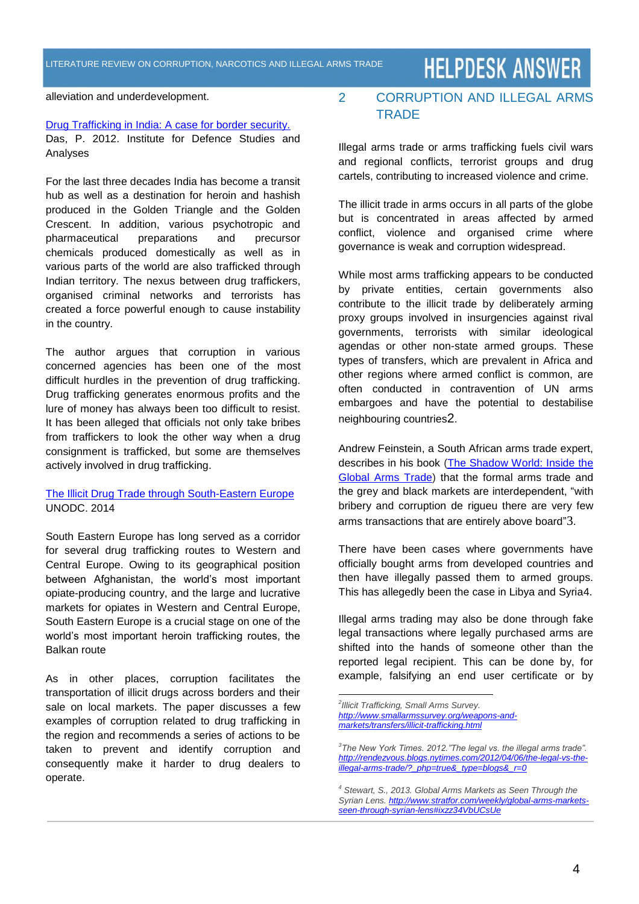alleviation and underdevelopment.

[Drug Trafficking in India: A case for border security.](#)
Das, P. 2012. Institute for Defence Studies and Analyses

For the last three decades India has become a transit hub as well as a destination for heroin and hashish produced in the Golden Triangle and the Golden Crescent. In addition, various psychotropic and pharmaceutical preparations and precursor chemicals produced domestically as well as in various parts of the world are also trafficked through Indian territory. The nexus between drug traffickers, organised criminal networks and terrorists has created a force powerful enough to cause instability in the country.

The author argues that corruption in various concerned agencies has been one of the most difficult hurdles in the prevention of drug trafficking. Drug trafficking generates enormous profits and the lure of money has always been too difficult to resist. It has been alleged that officials not only take bribes from traffickers to look the other way when a drug consignment is trafficked, but some are themselves actively involved in drug trafficking.

[The Illicit Drug Trade through South-Eastern Europe](#)
UNODC. 2014

South Eastern Europe has long served as a corridor for several drug trafficking routes to Western and Central Europe. Owing to its geographical position between Afghanistan, the world's most important opiate-producing country, and the large and lucrative markets for opiates in Western and Central Europe, South Eastern Europe is a crucial stage on one of the world's most important heroin trafficking routes, the Balkan route

As in other places, corruption facilitates the transportation of illicit drugs across borders and their sale on local markets. The paper discusses a few examples of corruption related to drug trafficking in the region and recommends a series of actions to be taken to prevent and identify corruption and consequently make it harder to drug dealers to operate.

## 2 CORRUPTION AND ILLEGAL ARMS TRADE

Illegal arms trade or arms trafficking fuels civil wars and regional conflicts, terrorist groups and drug cartels, contributing to increased violence and crime.

The illicit trade in arms occurs in all parts of the globe but is concentrated in areas affected by armed conflict, violence and organised crime where governance is weak and corruption widespread.

While most arms trafficking appears to be conducted by private entities, certain governments also contribute to the illicit trade by deliberately arming proxy groups involved in insurgencies against rival governments, terrorists with similar ideological agendas or other non-state armed groups. These types of transfers, which are prevalent in Africa and other regions where armed conflict is common, are often conducted in contravention of UN arms embargoes and have the potential to destabilise neighbouring countries[2].

Andrew Feinstein, a South African arms trade expert, describes in his book ([The Shadow World: Inside the Global Arms Trade](#)) that the formal arms trade and the grey and black markets are interdependent, "with bribery and corruption de rigueu there are very few arms transactions that are entirely above board"[3].

There have been cases where governments have officially bought arms from developed countries and then have illegally passed them to armed groups. This has allegedly been the case in Libya and Syria[4].

Illegal arms trading may also be done through fake legal transactions where legally purchased arms are shifted into the hands of someone other than the reported legal recipient. This can be done by, for example, falsifying an end user certificate or by

---

[2] *Illicit Trafficking, Small Arms Survey.* *http://www.smallarmssurvey.org/weapons-and-markets/transfers/illicit-trafficking.html*

[3] *The New York Times. 2012."The legal vs. the illegal arms trade". http://rendezvous.blogs.nytimes.com/2012/04/06/the-legal-vs-the-illegal-arms-trade/?_php=true&_type=blogs&_r=0*

[4] *Stewart, S., 2013. Global Arms Markets as Seen Through the Syrian Lens. http://www.stratfor.com/weekly/global-arms-markets-seen-through-syrian-lens#ixzz34VbUCsUe*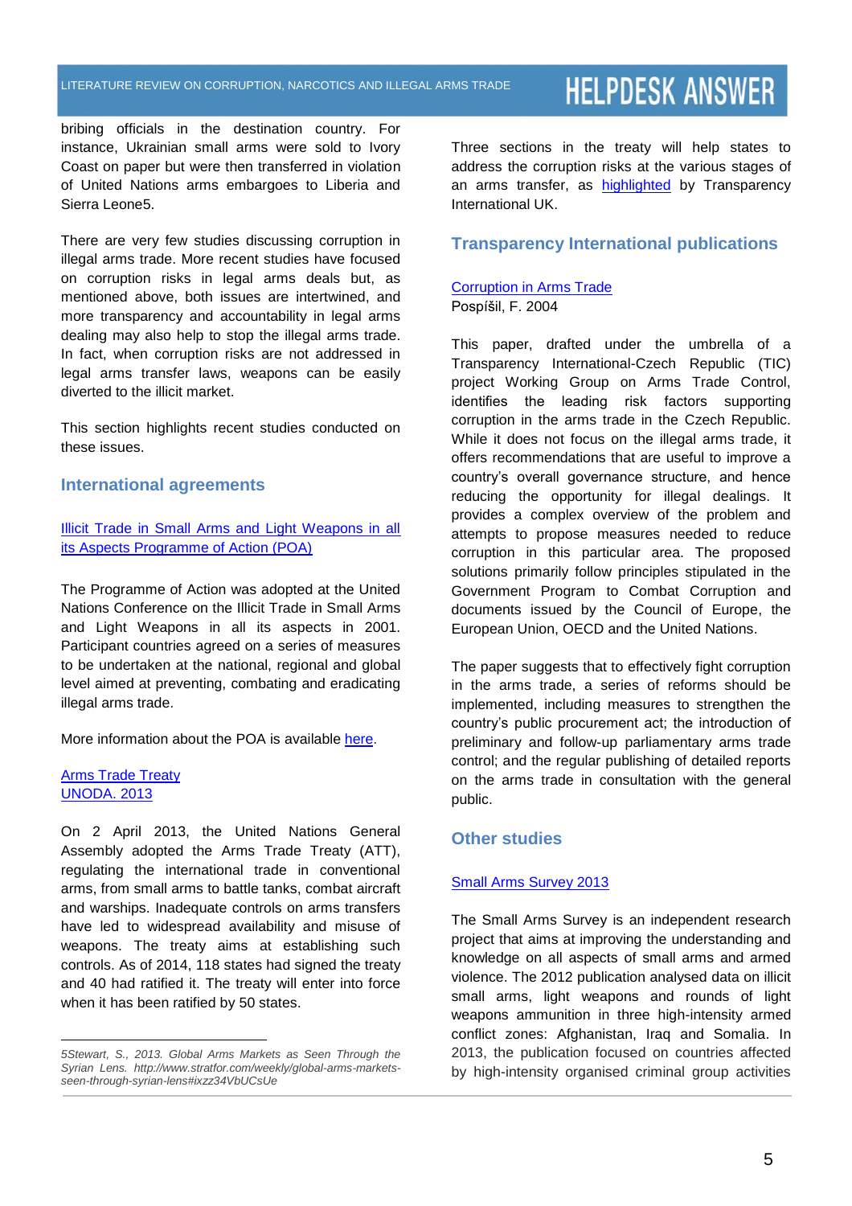bribing officials in the destination country. For instance, Ukrainian small arms were sold to Ivory Coast on paper but were then transferred in violation of United Nations arms embargoes to Liberia and Sierra Leone[5].

There are very few studies discussing corruption in illegal arms trade. More recent studies have focused on corruption risks in legal arms deals but, as mentioned above, both issues are intertwined, and more transparency and accountability in legal arms dealing may also help to stop the illegal arms trade. In fact, when corruption risks are not addressed in legal arms transfer laws, weapons can be easily diverted to the illicit market.

This section highlights recent studies conducted on these issues.

## International agreements

[Illicit Trade in Small Arms and Light Weapons in all its Aspects Programme of Action (POA)]

The Programme of Action was adopted at the United Nations Conference on the Illicit Trade in Small Arms and Light Weapons in all its aspects in 2001. Participant countries agreed on a series of measures to be undertaken at the national, regional and global level aimed at preventing, combating and eradicating illegal arms trade.

More information about the POA is available here.

Arms Trade Treaty
UNODA. 2013

On 2 April 2013, the United Nations General Assembly adopted the Arms Trade Treaty (ATT), regulating the international trade in conventional arms, from small arms to battle tanks, combat aircraft and warships. Inadequate controls on arms transfers have led to widespread availability and misuse of weapons. The treaty aims at establishing such controls. As of 2014, 118 states had signed the treaty and 40 had ratified it. The treaty will enter into force when it has been ratified by 50 states.

Three sections in the treaty will help states to address the corruption risks at the various stages of an arms transfer, as highlighted by Transparency International UK.

## Transparency International publications

Corruption in Arms Trade
Pospíšil, F. 2004

This paper, drafted under the umbrella of a Transparency International-Czech Republic (TIC) project Working Group on Arms Trade Control, identifies the leading risk factors supporting corruption in the arms trade in the Czech Republic. While it does not focus on the illegal arms trade, it offers recommendations that are useful to improve a country's overall governance structure, and hence reducing the opportunity for illegal dealings. It provides a complex overview of the problem and attempts to propose measures needed to reduce corruption in this particular area. The proposed solutions primarily follow principles stipulated in the Government Program to Combat Corruption and documents issued by the Council of Europe, the European Union, OECD and the United Nations.

The paper suggests that to effectively fight corruption in the arms trade, a series of reforms should be implemented, including measures to strengthen the country's public procurement act; the introduction of preliminary and follow-up parliamentary arms trade control; and the regular publishing of detailed reports on the arms trade in consultation with the general public.

## Other studies

Small Arms Survey 2013

The Small Arms Survey is an independent research project that aims at improving the understanding and knowledge on all aspects of small arms and armed violence. The 2012 publication analysed data on illicit small arms, light weapons and rounds of light weapons ammunition in three high-intensity armed conflict zones: Afghanistan, Iraq and Somalia. In 2013, the publication focused on countries affected by high-intensity organised criminal group activities

---

*[5] Stewart, S., 2013. Global Arms Markets as Seen Through the Syrian Lens. http://www.stratfor.com/weekly/global-arms-markets-seen-through-syrian-lens#ixzz34VbUCsUe*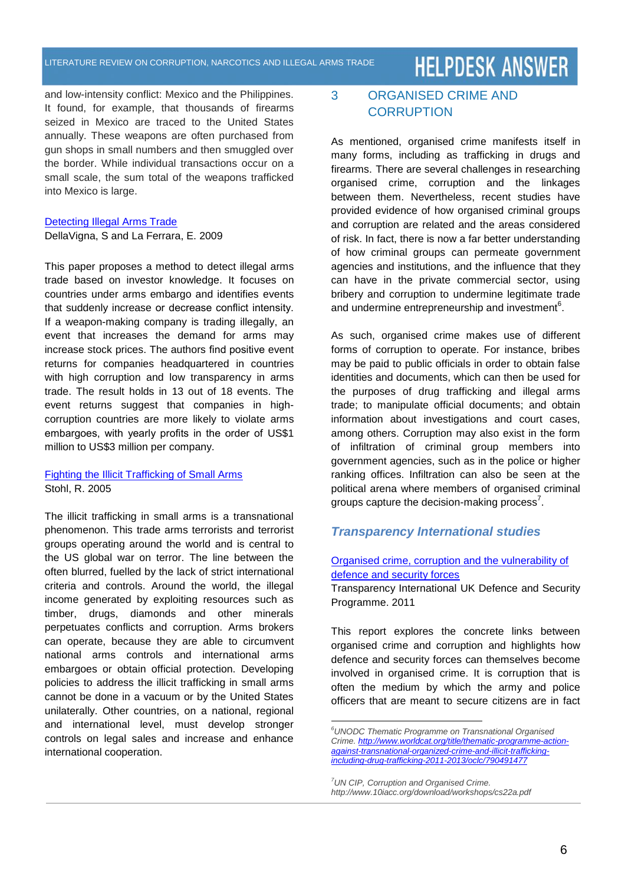and low-intensity conflict: Mexico and the Philippines. It found, for example, that thousands of firearms seized in Mexico are traced to the United States annually. These weapons are often purchased from gun shops in small numbers and then smuggled over the border. While individual transactions occur on a small scale, the sum total of the weapons trafficked into Mexico is large.

[Detecting Illegal Arms Trade](#)
DellaVigna, S and La Ferrara, E. 2009

This paper proposes a method to detect illegal arms trade based on investor knowledge. It focuses on countries under arms embargo and identifies events that suddenly increase or decrease conflict intensity. If a weapon-making company is trading illegally, an event that increases the demand for arms may increase stock prices. The authors find positive event returns for companies headquartered in countries with high corruption and low transparency in arms trade. The result holds in 13 out of 18 events. The event returns suggest that companies in high-corruption countries are more likely to violate arms embargoes, with yearly profits in the order of US$1 million to US$3 million per company.

[Fighting the Illicit Trafficking of Small Arms](#)
Stohl, R. 2005

The illicit trafficking in small arms is a transnational phenomenon. This trade arms terrorists and terrorist groups operating around the world and is central to the US global war on terror. The line between the often blurred, fuelled by the lack of strict international criteria and controls. Around the world, the illegal income generated by exploiting resources such as timber, drugs, diamonds and other minerals perpetuates conflicts and corruption. Arms brokers can operate, because they are able to circumvent national arms controls and international arms embargoes or obtain official protection. Developing policies to address the illicit trafficking in small arms cannot be done in a vacuum or by the United States unilaterally. Other countries, on a national, regional and international level, must develop stronger controls on legal sales and increase and enhance international cooperation.

# 3 ORGANISED CRIME AND CORRUPTION

As mentioned, organised crime manifests itself in many forms, including as trafficking in drugs and firearms. There are several challenges in researching organised crime, corruption and the linkages between them. Nevertheless, recent studies have provided evidence of how organised criminal groups and corruption are related and the areas considered of risk. In fact, there is now a far better understanding of how criminal groups can permeate government agencies and institutions, and the influence that they can have in the private commercial sector, using bribery and corruption to undermine legitimate trade and undermine entrepreneurship and investment[6].

As such, organised crime makes use of different forms of corruption to operate. For instance, bribes may be paid to public officials in order to obtain false identities and documents, which can then be used for the purposes of drug trafficking and illegal arms trade; to manipulate official documents; and obtain information about investigations and court cases, among others. Corruption may also exist in the form of infiltration of criminal group members into government agencies, such as in the police or higher ranking offices. Infiltration can also be seen at the political arena where members of organised criminal groups capture the decision-making process[7].

## *Transparency International studies*

[Organised crime, corruption and the vulnerability of defence and security forces](#)
Transparency International UK Defence and Security Programme. 2011

This report explores the concrete links between organised crime and corruption and highlights how defence and security forces can themselves become involved in organised crime. It is corruption that is often the medium by which the army and police officers that are meant to secure citizens are in fact

---

[6] *UNODC Thematic Programme on Transnational Organised Crime. [http://www.worldcat.org/title/thematic-programme-action-against-transnational-organized-crime-and-illicit-trafficking-including-drug-trafficking-2011-2013/oclc/790491477](http://www.worldcat.org/title/thematic-programme-action-against-transnational-organized-crime-and-illicit-trafficking-including-drug-trafficking-2011-2013/oclc/790491477)*

[7] *UN CIP, Corruption and Organised Crime. http://www.10iacc.org/download/workshops/cs22a.pdf*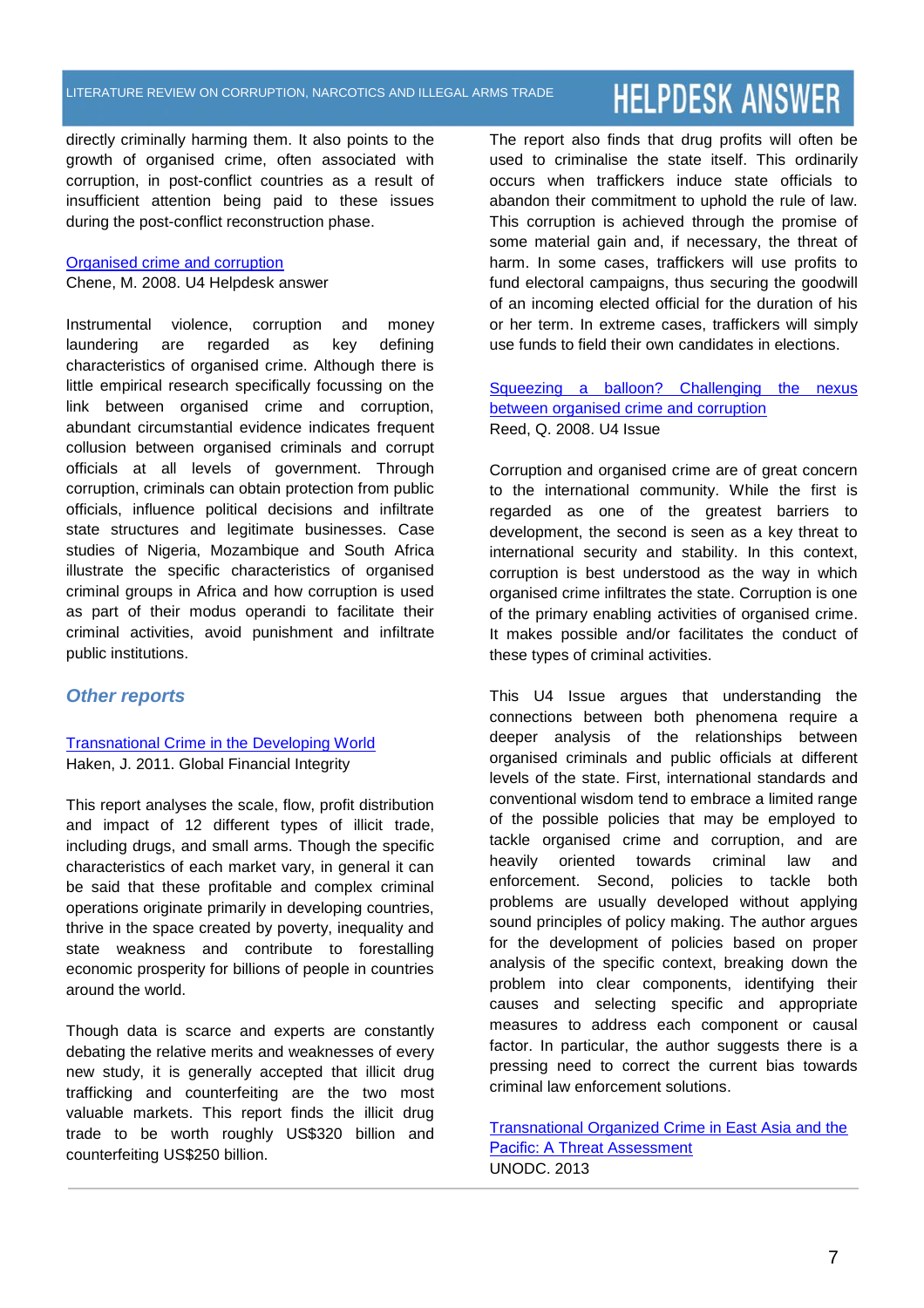directly criminally harming them. It also points to the growth of organised crime, often associated with corruption, in post-conflict countries as a result of insufficient attention being paid to these issues during the post-conflict reconstruction phase.

Organised crime and corruption
Chene, M. 2008. U4 Helpdesk answer

Instrumental violence, corruption and money laundering are regarded as key defining characteristics of organised crime. Although there is little empirical research specifically focussing on the link between organised crime and corruption, abundant circumstantial evidence indicates frequent collusion between organised criminals and corrupt officials at all levels of government. Through corruption, criminals can obtain protection from public officials, influence political decisions and infiltrate state structures and legitimate businesses. Case studies of Nigeria, Mozambique and South Africa illustrate the specific characteristics of organised criminal groups in Africa and how corruption is used as part of their modus operandi to facilitate their criminal activities, avoid punishment and infiltrate public institutions.

## *Other reports*

Transnational Crime in the Developing World
Haken, J. 2011. Global Financial Integrity

This report analyses the scale, flow, profit distribution and impact of 12 different types of illicit trade, including drugs, and small arms. Though the specific characteristics of each market vary, in general it can be said that these profitable and complex criminal operations originate primarily in developing countries, thrive in the space created by poverty, inequality and state weakness and contribute to forestalling economic prosperity for billions of people in countries around the world.

Though data is scarce and experts are constantly debating the relative merits and weaknesses of every new study, it is generally accepted that illicit drug trafficking and counterfeiting are the two most valuable markets. This report finds the illicit drug trade to be worth roughly US$320 billion and counterfeiting US$250 billion.

The report also finds that drug profits will often be used to criminalise the state itself. This ordinarily occurs when traffickers induce state officials to abandon their commitment to uphold the rule of law. This corruption is achieved through the promise of some material gain and, if necessary, the threat of harm. In some cases, traffickers will use profits to fund electoral campaigns, thus securing the goodwill of an incoming elected official for the duration of his or her term. In extreme cases, traffickers will simply use funds to field their own candidates in elections.

Squeezing a balloon? Challenging the nexus between organised crime and corruption
Reed, Q. 2008. U4 Issue

Corruption and organised crime are of great concern to the international community. While the first is regarded as one of the greatest barriers to development, the second is seen as a key threat to international security and stability. In this context, corruption is best understood as the way in which organised crime infiltrates the state. Corruption is one of the primary enabling activities of organised crime. It makes possible and/or facilitates the conduct of these types of criminal activities.

This U4 Issue argues that understanding the connections between both phenomena require a deeper analysis of the relationships between organised criminals and public officials at different levels of the state. First, international standards and conventional wisdom tend to embrace a limited range of the possible policies that may be employed to tackle organised crime and corruption, and are heavily oriented towards criminal law and enforcement. Second, policies to tackle both problems are usually developed without applying sound principles of policy making. The author argues for the development of policies based on proper analysis of the specific context, breaking down the problem into clear components, identifying their causes and selecting specific and appropriate measures to address each component or causal factor. In particular, the author suggests there is a pressing need to correct the current bias towards criminal law enforcement solutions.

Transnational Organized Crime in East Asia and the Pacific: A Threat Assessment
UNODC. 2013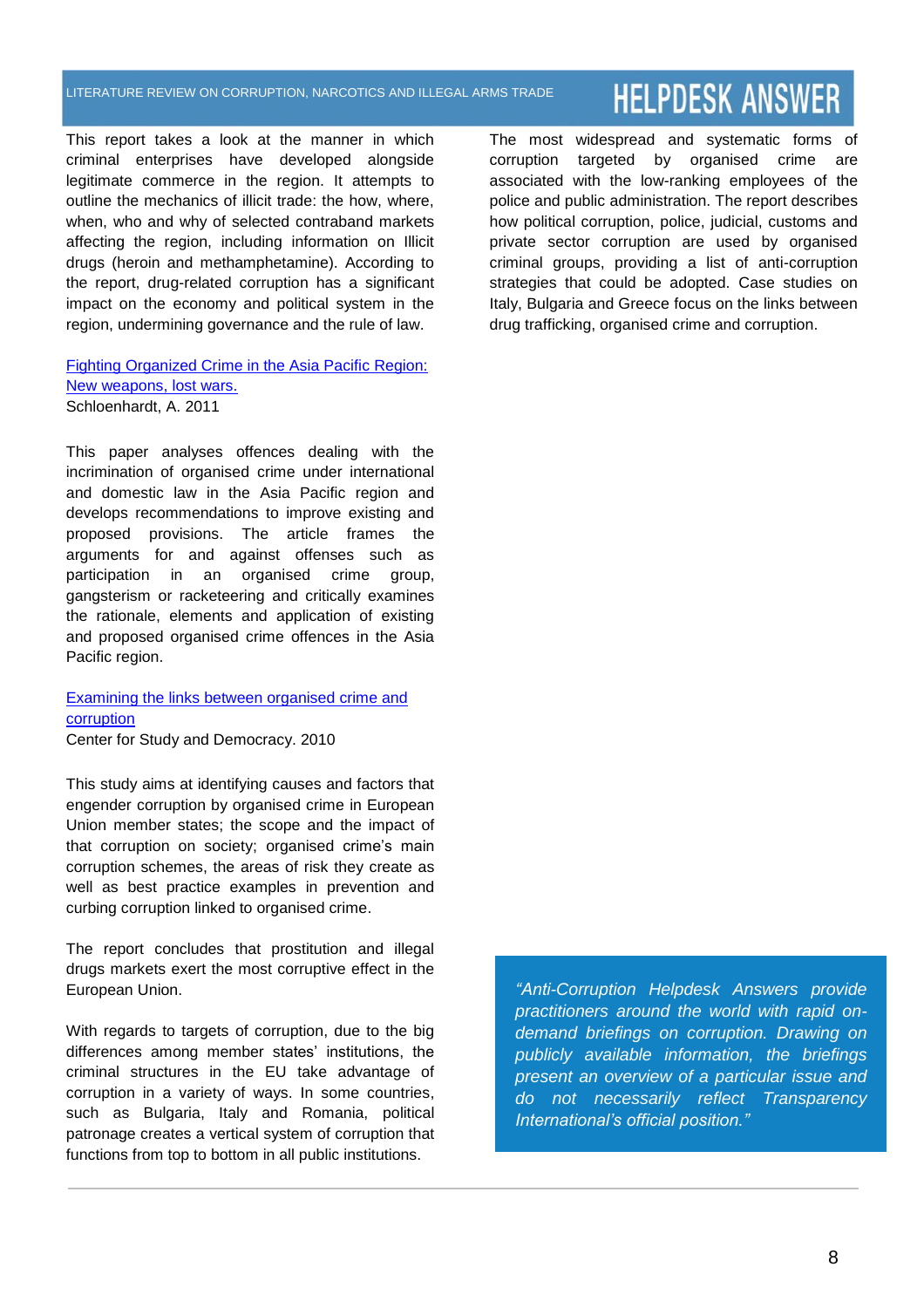This report takes a look at the manner in which criminal enterprises have developed alongside legitimate commerce in the region. It attempts to outline the mechanics of illicit trade: the how, where, when, who and why of selected contraband markets affecting the region, including information on Illicit drugs (heroin and methamphetamine). According to the report, drug-related corruption has a significant impact on the economy and political system in the region, undermining governance and the rule of law.

[Fighting Organized Crime in the Asia Pacific Region: New weapons, lost wars.](#)
Schloenhardt, A. 2011

This paper analyses offences dealing with the incrimination of organised crime under international and domestic law in the Asia Pacific region and develops recommendations to improve existing and proposed provisions. The article frames the arguments for and against offenses such as participation in an organised crime group, gangsterism or racketeering and critically examines the rationale, elements and application of existing and proposed organised crime offences in the Asia Pacific region.

[Examining the links between organised crime and corruption](#)
Center for Study and Democracy. 2010

This study aims at identifying causes and factors that engender corruption by organised crime in European Union member states; the scope and the impact of that corruption on society; organised crime's main corruption schemes, the areas of risk they create as well as best practice examples in prevention and curbing corruption linked to organised crime.

The report concludes that prostitution and illegal drugs markets exert the most corruptive effect in the European Union.

With regards to targets of corruption, due to the big differences among member states' institutions, the criminal structures in the EU take advantage of corruption in a variety of ways. In some countries, such as Bulgaria, Italy and Romania, political patronage creates a vertical system of corruption that functions from top to bottom in all public institutions.

The most widespread and systematic forms of corruption targeted by organised crime are associated with the low-ranking employees of the police and public administration. The report describes how political corruption, police, judicial, customs and private sector corruption are used by organised criminal groups, providing a list of anti-corruption strategies that could be adopted. Case studies on Italy, Bulgaria and Greece focus on the links between drug trafficking, organised crime and corruption.

*"Anti-Corruption Helpdesk Answers provide practitioners around the world with rapid on-demand briefings on corruption. Drawing on publicly available information, the briefings present an overview of a particular issue and do not necessarily reflect Transparency International's official position."*